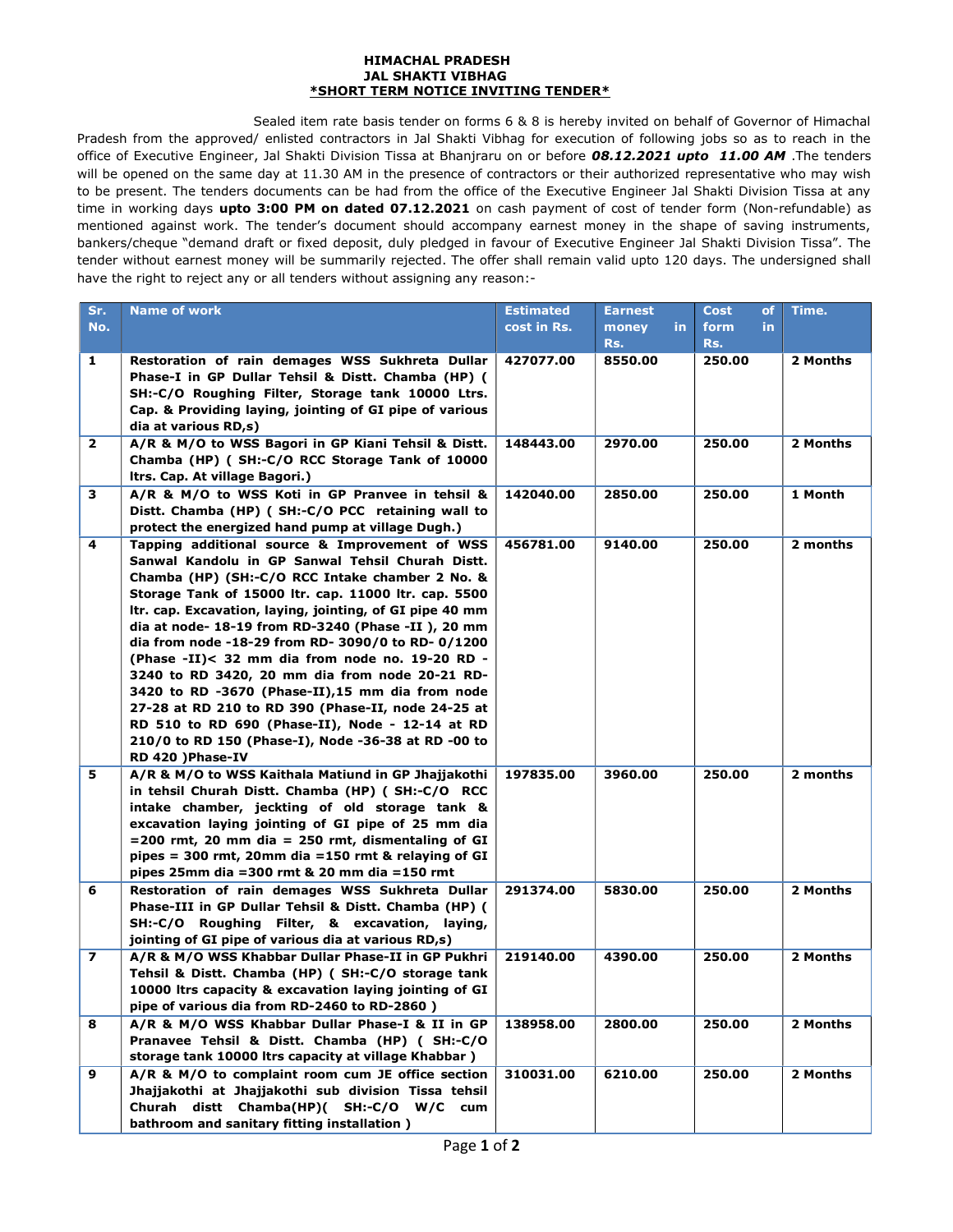**HIMACHAL PRADESH**
**JAL SHAKTI VIBHAG**
**\*SHORT TERM NOTICE INVITING TENDER\***

Sealed item rate basis tender on forms 6 & 8 is hereby invited on behalf of Governor of Himachal Pradesh from the approved/ enlisted contractors in Jal Shakti Vibhag for execution of following jobs so as to reach in the office of Executive Engineer, Jal Shakti Division Tissa at Bhanjraru on or before ***08.12.2021 upto 11.00 AM*** .The tenders will be opened on the same day at 11.30 AM in the presence of contractors or their authorized representative who may wish to be present. The tenders documents can be had from the office of the Executive Engineer Jal Shakti Division Tissa at any time in working days **upto 3:00 PM on dated 07.12.2021** on cash payment of cost of tender form (Non-refundable) as mentioned against work. The tender's document should accompany earnest money in the shape of saving instruments, bankers/cheque "demand draft or fixed deposit, duly pledged in favour of Executive Engineer Jal Shakti Division Tissa". The tender without earnest money will be summarily rejected. The offer shall remain valid upto 120 days. The undersigned shall have the right to reject any or all tenders without assigning any reason:-

| Sr. No. | Name of work | Estimated cost in Rs. | Earnest money in Rs. | Cost of form in Rs. | Time. |
|---|---|---|---|---|---|
| 1 | Restoration of rain demages WSS Sukhreta Dullar Phase-I in GP Dullar Tehsil & Distt. Chamba (HP) ( SH:-C/O Roughing Filter, Storage tank 10000 Ltrs. Cap. & Providing laying, jointing of GI pipe of various dia at various RD,s) | 427077.00 | 8550.00 | 250.00 | 2 Months |
| 2 | A/R & M/O to WSS Bagori in GP Kiani Tehsil & Distt. Chamba (HP) ( SH:-C/O RCC Storage Tank of 10000 ltrs. Cap. At village Bagori.) | 148443.00 | 2970.00 | 250.00 | 2 Months |
| 3 | A/R & M/O to WSS Koti in GP Pranvee in tehsil & Distt. Chamba (HP) ( SH:-C/O PCC retaining wall to protect the energized hand pump at village Dugh.) | 142040.00 | 2850.00 | 250.00 | 1 Month |
| 4 | Tapping additional source & Improvement of WSS Sanwal Kandolu in GP Sanwal Tehsil Churah Distt. Chamba (HP) (SH:-C/O RCC Intake chamber 2 No. & Storage Tank of 15000 ltr. cap. 11000 ltr. cap. 5500 ltr. cap. Excavation, laying, jointing, of GI pipe 40 mm dia at node- 18-19 from RD-3240 (Phase -II ), 20 mm dia from node -18-29 from RD- 3090/0 to RD- 0/1200 (Phase -II)< 32 mm dia from node no. 19-20 RD - 3240 to RD 3420, 20 mm dia from node 20-21 RD-3420 to RD -3670 (Phase-II),15 mm dia from node 27-28 at RD 210 to RD 390 (Phase-II, node 24-25 at RD 510 to RD 690 (Phase-II), Node - 12-14 at RD 210/0 to RD 150 (Phase-I), Node -36-38 at RD -00 to RD 420 )Phase-IV | 456781.00 | 9140.00 | 250.00 | 2 months |
| 5 | A/R & M/O to WSS Kaithala Matiund in GP Jhajjakothi in tehsil Churah Distt. Chamba (HP) ( SH:-C/O RCC intake chamber, jeckting of old storage tank & excavation laying jointing of GI pipe of 25 mm dia =200 rmt, 20 mm dia = 250 rmt, dismentaling of GI pipes = 300 rmt, 20mm dia =150 rmt & relaying of GI pipes 25mm dia =300 rmt & 20 mm dia =150 rmt | 197835.00 | 3960.00 | 250.00 | 2 months |
| 6 | Restoration of rain demages WSS Sukhreta Dullar Phase-III in GP Dullar Tehsil & Distt. Chamba (HP) ( SH:-C/O Roughing Filter, & excavation, laying, jointing of GI pipe of various dia at various RD,s) | 291374.00 | 5830.00 | 250.00 | 2 Months |
| 7 | A/R & M/O WSS Khabbar Dullar Phase-II in GP Pukhri Tehsil & Distt. Chamba (HP) ( SH:-C/O storage tank 10000 ltrs capacity & excavation laying jointing of GI pipe of various dia from RD-2460 to RD-2860 ) | 219140.00 | 4390.00 | 250.00 | 2 Months |
| 8 | A/R & M/O WSS Khabbar Dullar Phase-I & II in GP Pranavee Tehsil & Distt. Chamba (HP) ( SH:-C/O storage tank 10000 ltrs capacity at village Khabbar ) | 138958.00 | 2800.00 | 250.00 | 2 Months |
| 9 | A/R & M/O to complaint room cum JE office section Jhajjakothi at Jhajjakothi sub division Tissa tehsil Churah distt Chamba(HP)( SH:-C/O W/C cum bathroom and sanitary fitting installation ) | 310031.00 | 6210.00 | 250.00 | 2 Months |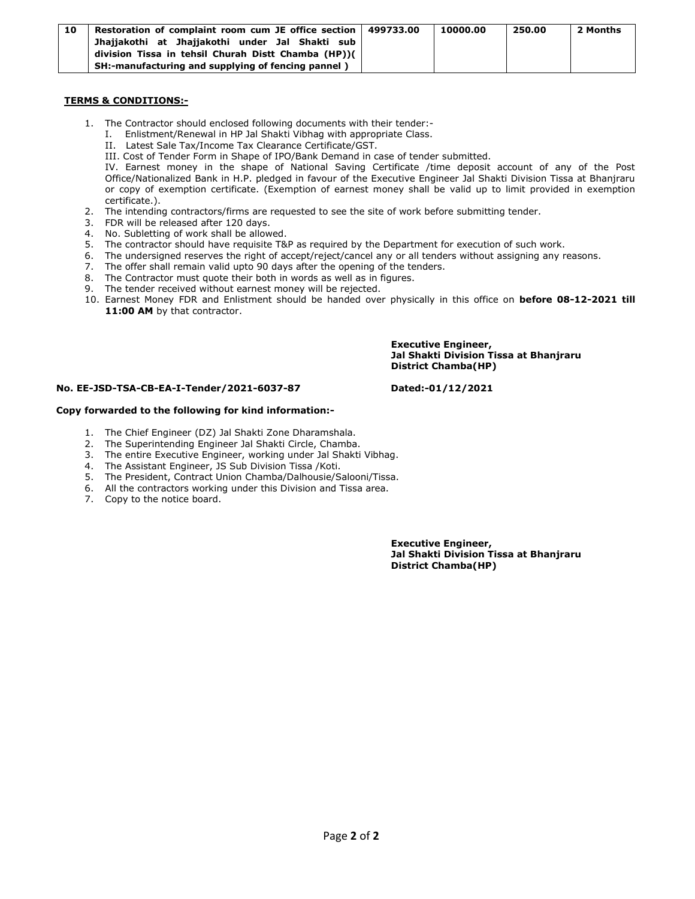| | | | | | |
|---|---|---|---|---|---|
| **10** | **Restoration of complaint room cum JE office section Jhajjakothi at Jhajjakothi under Jal Shakti sub division Tissa in tehsil Churah Distt Chamba (HP))( SH:-manufacturing and supplying of fencing pannel )** | **499733.00** | **10000.00** | **250.00** | **2 Months** |

**TERMS & CONDITIONS:-**

1. The Contractor should enclosed following documents with their tender:-
   I. Enlistment/Renewal in HP Jal Shakti Vibhag with appropriate Class.
   II. Latest Sale Tax/Income Tax Clearance Certificate/GST.
   III. Cost of Tender Form in Shape of IPO/Bank Demand in case of tender submitted.
   IV. Earnest money in the shape of National Saving Certificate /time deposit account of any of the Post Office/Nationalized Bank in H.P. pledged in favour of the Executive Engineer Jal Shakti Division Tissa at Bhanjraru or copy of exemption certificate. (Exemption of earnest money shall be valid up to limit provided in exemption certificate.).
2. The intending contractors/firms are requested to see the site of work before submitting tender.
3. FDR will be released after 120 days.
4. No. Subletting of work shall be allowed.
5. The contractor should have requisite T&P as required by the Department for execution of such work.
6. The undersigned reserves the right of accept/reject/cancel any or all tenders without assigning any reasons.
7. The offer shall remain valid upto 90 days after the opening of the tenders.
8. The Contractor must quote their both in words as well as in figures.
9. The tender received without earnest money will be rejected.
10. Earnest Money FDR and Enlistment should be handed over physically in this office on **before 08-12-2021 till 11:00 AM** by that contractor.

**Executive Engineer,**
**Jal Shakti Division Tissa at Bhanjraru**
**District Chamba(HP)**

**No. EE-JSD-TSA-CB-EA-I-Tender/2021-6037-87** **Dated:-01/12/2021**

**Copy forwarded to the following for kind information:-**

1. The Chief Engineer (DZ) Jal Shakti Zone Dharamshala.
2. The Superintending Engineer Jal Shakti Circle, Chamba.
3. The entire Executive Engineer, working under Jal Shakti Vibhag.
4. The Assistant Engineer, JS Sub Division Tissa /Koti.
5. The President, Contract Union Chamba/Dalhousie/Salooni/Tissa.
6. All the contractors working under this Division and Tissa area.
7. Copy to the notice board.

**Executive Engineer,**
**Jal Shakti Division Tissa at Bhanjraru**
**District Chamba(HP)**